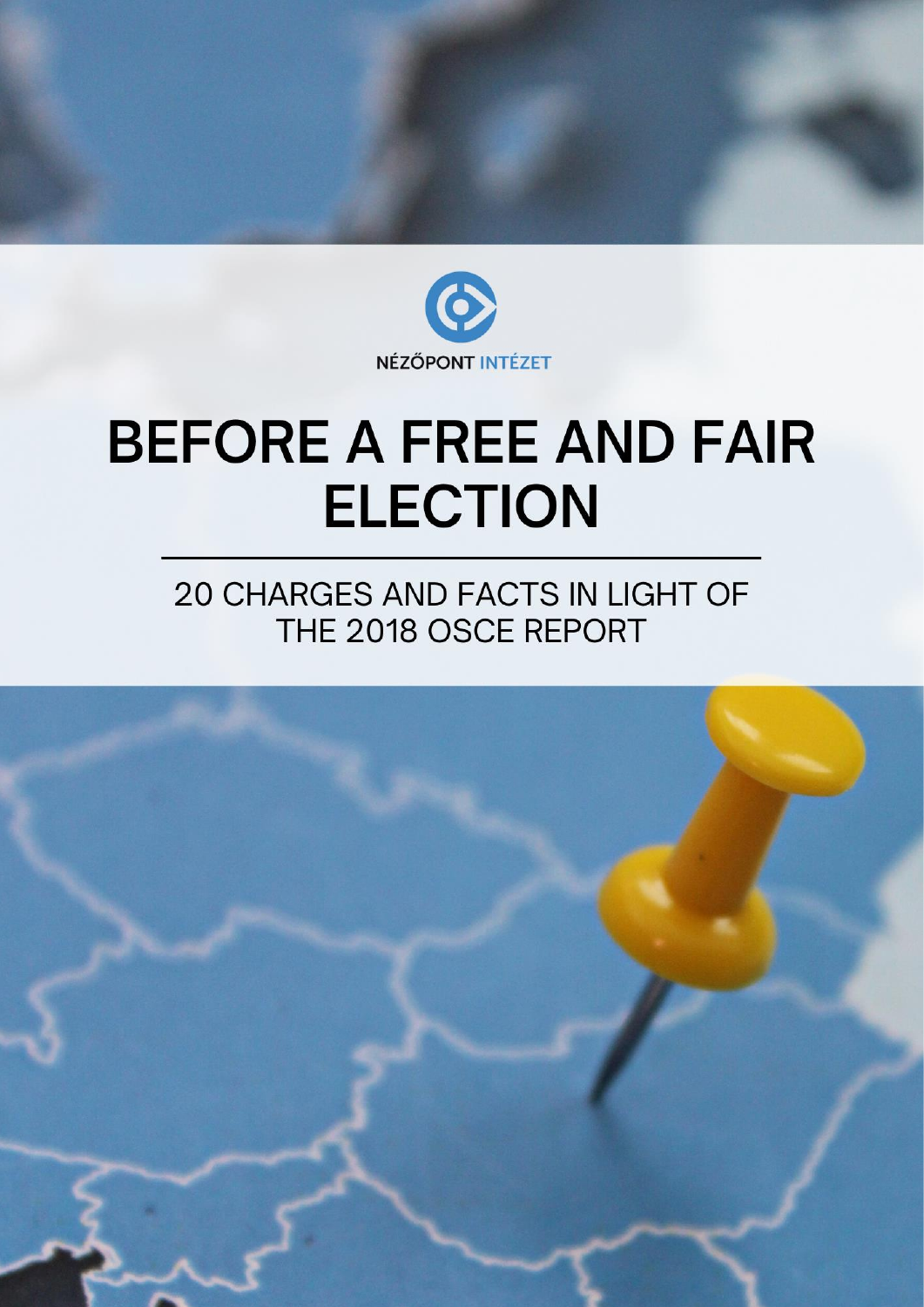NÉZŐPONT INTÉZET

# BEFORE A FREE AND FAIR ELECTION

## 20 CHARGES AND FACTS IN LIGHT OF THE 2018 OSCE REPORT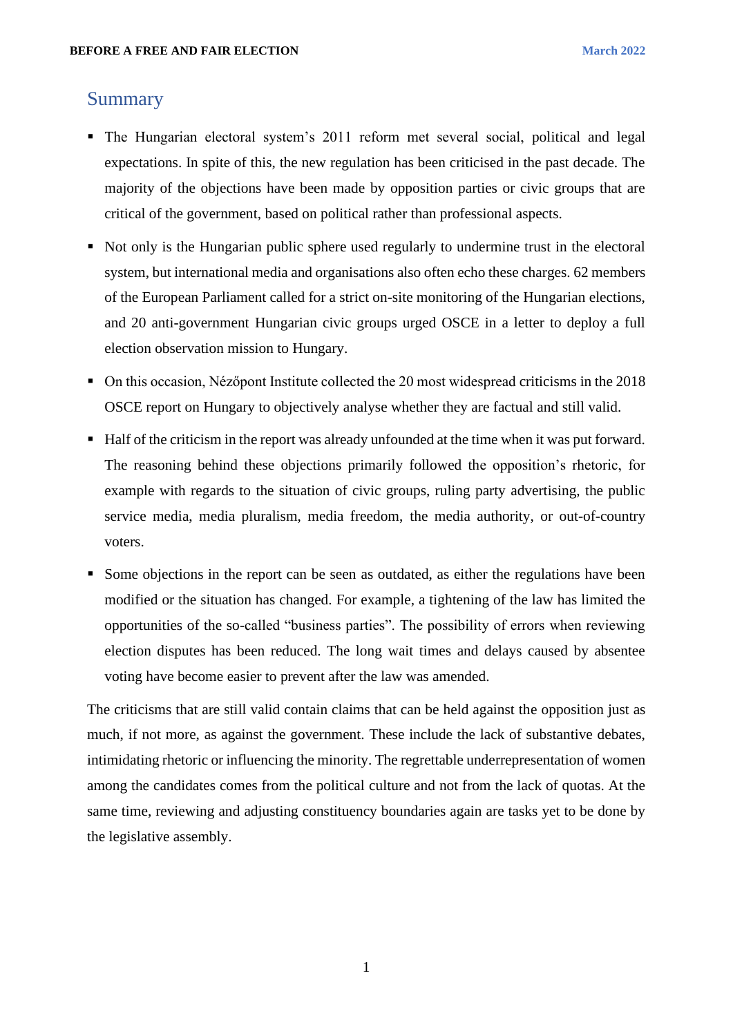## Summary

- The Hungarian electoral system's 2011 reform met several social, political and legal expectations. In spite of this, the new regulation has been criticised in the past decade. The majority of the objections have been made by opposition parties or civic groups that are critical of the government, based on political rather than professional aspects.
- Not only is the Hungarian public sphere used regularly to undermine trust in the electoral system, but international media and organisations also often echo these charges. 62 members of the European Parliament called for a strict on-site monitoring of the Hungarian elections, and 20 anti-government Hungarian civic groups urged OSCE in a letter to deploy a full election observation mission to Hungary.
- On this occasion, Nézőpont Institute collected the 20 most widespread criticisms in the 2018 OSCE report on Hungary to objectively analyse whether they are factual and still valid.
- Half of the criticism in the report was already unfounded at the time when it was put forward. The reasoning behind these objections primarily followed the opposition's rhetoric, for example with regards to the situation of civic groups, ruling party advertising, the public service media, media pluralism, media freedom, the media authority, or out-of-country voters.
- Some objections in the report can be seen as outdated, as either the regulations have been modified or the situation has changed. For example, a tightening of the law has limited the opportunities of the so-called "business parties". The possibility of errors when reviewing election disputes has been reduced. The long wait times and delays caused by absentee voting have become easier to prevent after the law was amended.

The criticisms that are still valid contain claims that can be held against the opposition just as much, if not more, as against the government. These include the lack of substantive debates, intimidating rhetoric or influencing the minority. The regrettable underrepresentation of women among the candidates comes from the political culture and not from the lack of quotas. At the same time, reviewing and adjusting constituency boundaries again are tasks yet to be done by the legislative assembly.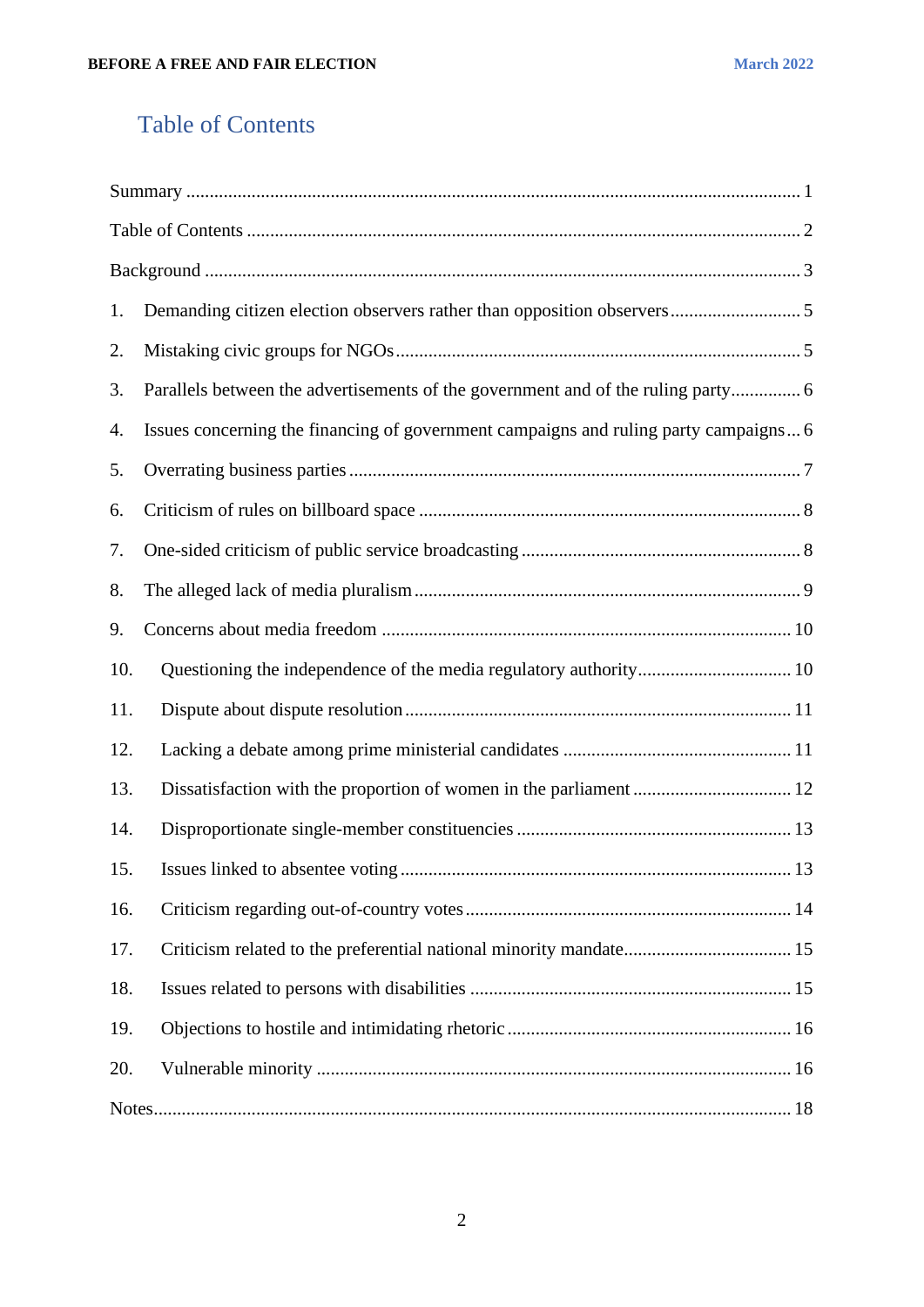## Table of Contents

Summary ........ 1

Table of Contents ........ 2

Background ........ 3

1. Demanding citizen election observers rather than opposition observers ........ 5
2. Mistaking civic groups for NGOs ........ 5
3. Parallels between the advertisements of the government and of the ruling party ........ 6
4. Issues concerning the financing of government campaigns and ruling party campaigns ... 6
5. Overrating business parties ........ 7
6. Criticism of rules on billboard space ........ 8
7. One-sided criticism of public service broadcasting ........ 8
8. The alleged lack of media pluralism ........ 9
9. Concerns about media freedom ........ 10
10. Questioning the independence of the media regulatory authority ........ 10
11. Dispute about dispute resolution ........ 11
12. Lacking a debate among prime ministerial candidates ........ 11
13. Dissatisfaction with the proportion of women in the parliament ........ 12
14. Disproportionate single-member constituencies ........ 13
15. Issues linked to absentee voting ........ 13
16. Criticism regarding out-of-country votes ........ 14
17. Criticism related to the preferential national minority mandate ........ 15
18. Issues related to persons with disabilities ........ 15
19. Objections to hostile and intimidating rhetoric ........ 16
20. Vulnerable minority ........ 16

Notes ........ 18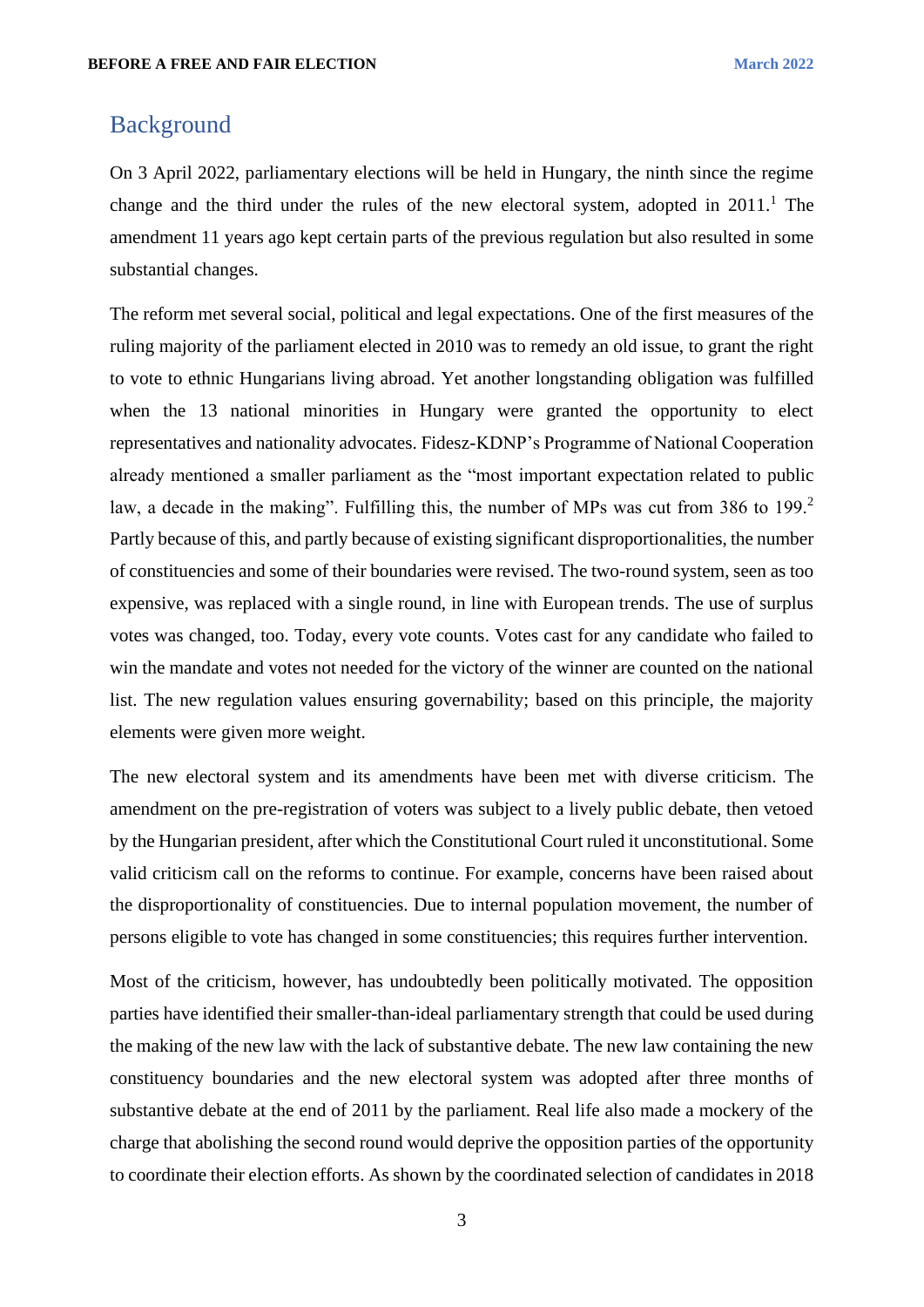## Background

On 3 April 2022, parliamentary elections will be held in Hungary, the ninth since the regime change and the third under the rules of the new electoral system, adopted in 2011.[1] The amendment 11 years ago kept certain parts of the previous regulation but also resulted in some substantial changes.

The reform met several social, political and legal expectations. One of the first measures of the ruling majority of the parliament elected in 2010 was to remedy an old issue, to grant the right to vote to ethnic Hungarians living abroad. Yet another longstanding obligation was fulfilled when the 13 national minorities in Hungary were granted the opportunity to elect representatives and nationality advocates. Fidesz-KDNP's Programme of National Cooperation already mentioned a smaller parliament as the "most important expectation related to public law, a decade in the making". Fulfilling this, the number of MPs was cut from 386 to 199.[2] Partly because of this, and partly because of existing significant disproportionalities, the number of constituencies and some of their boundaries were revised. The two-round system, seen as too expensive, was replaced with a single round, in line with European trends. The use of surplus votes was changed, too. Today, every vote counts. Votes cast for any candidate who failed to win the mandate and votes not needed for the victory of the winner are counted on the national list. The new regulation values ensuring governability; based on this principle, the majority elements were given more weight.

The new electoral system and its amendments have been met with diverse criticism. The amendment on the pre-registration of voters was subject to a lively public debate, then vetoed by the Hungarian president, after which the Constitutional Court ruled it unconstitutional. Some valid criticism call on the reforms to continue. For example, concerns have been raised about the disproportionality of constituencies. Due to internal population movement, the number of persons eligible to vote has changed in some constituencies; this requires further intervention.

Most of the criticism, however, has undoubtedly been politically motivated. The opposition parties have identified their smaller-than-ideal parliamentary strength that could be used during the making of the new law with the lack of substantive debate. The new law containing the new constituency boundaries and the new electoral system was adopted after three months of substantive debate at the end of 2011 by the parliament. Real life also made a mockery of the charge that abolishing the second round would deprive the opposition parties of the opportunity to coordinate their election efforts. As shown by the coordinated selection of candidates in 2018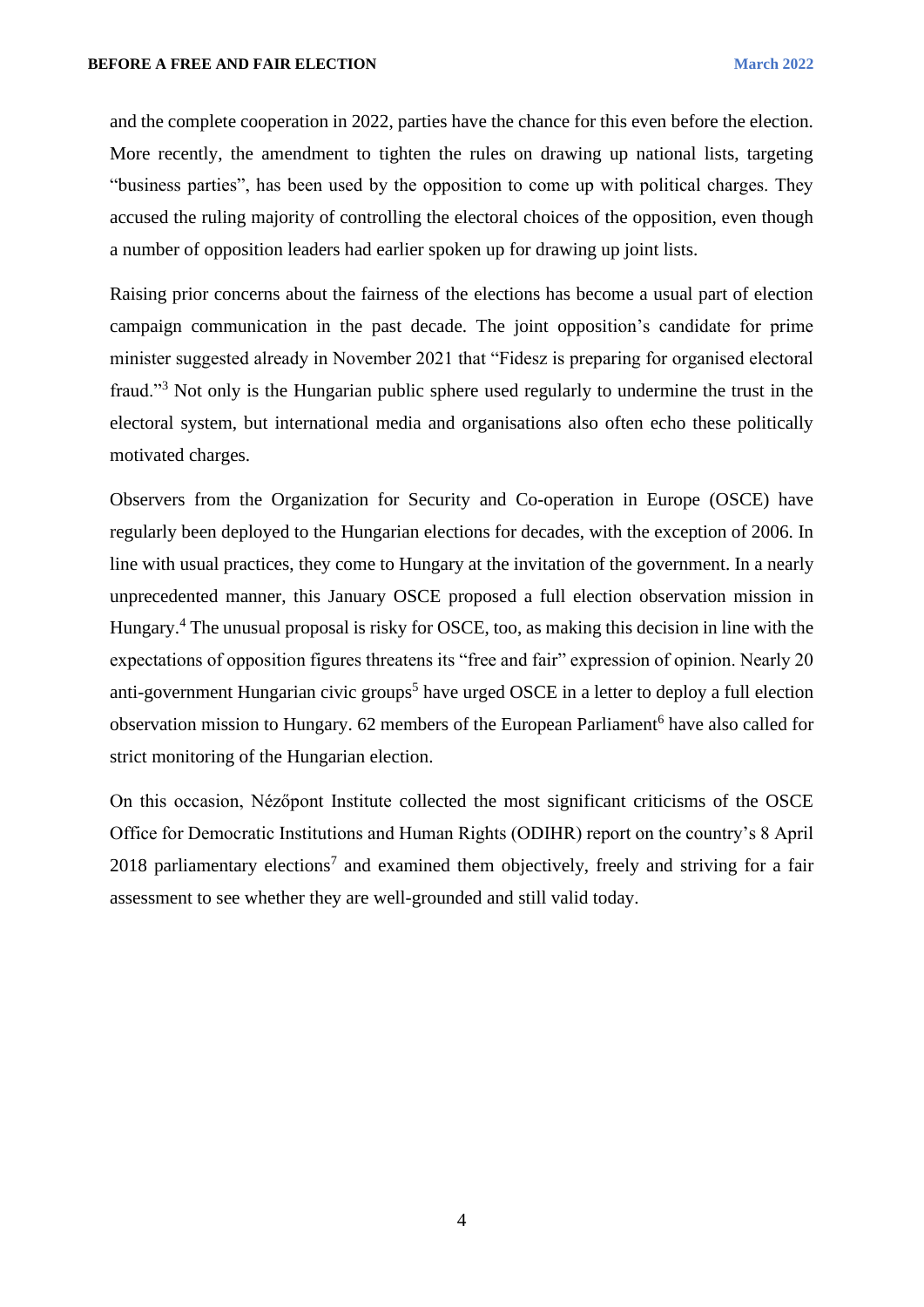and the complete cooperation in 2022, parties have the chance for this even before the election. More recently, the amendment to tighten the rules on drawing up national lists, targeting “business parties”, has been used by the opposition to come up with political charges. They accused the ruling majority of controlling the electoral choices of the opposition, even though a number of opposition leaders had earlier spoken up for drawing up joint lists.

Raising prior concerns about the fairness of the elections has become a usual part of election campaign communication in the past decade. The joint opposition’s candidate for prime minister suggested already in November 2021 that “Fidesz is preparing for organised electoral fraud.”[3] Not only is the Hungarian public sphere used regularly to undermine the trust in the electoral system, but international media and organisations also often echo these politically motivated charges.

Observers from the Organization for Security and Co-operation in Europe (OSCE) have regularly been deployed to the Hungarian elections for decades, with the exception of 2006. In line with usual practices, they come to Hungary at the invitation of the government. In a nearly unprecedented manner, this January OSCE proposed a full election observation mission in Hungary.[4] The unusual proposal is risky for OSCE, too, as making this decision in line with the expectations of opposition figures threatens its “free and fair” expression of opinion. Nearly 20 anti-government Hungarian civic groups[5] have urged OSCE in a letter to deploy a full election observation mission to Hungary. 62 members of the European Parliament[6] have also called for strict monitoring of the Hungarian election.

On this occasion, Nézőpont Institute collected the most significant criticisms of the OSCE Office for Democratic Institutions and Human Rights (ODIHR) report on the country’s 8 April 2018 parliamentary elections[7] and examined them objectively, freely and striving for a fair assessment to see whether they are well-grounded and still valid today.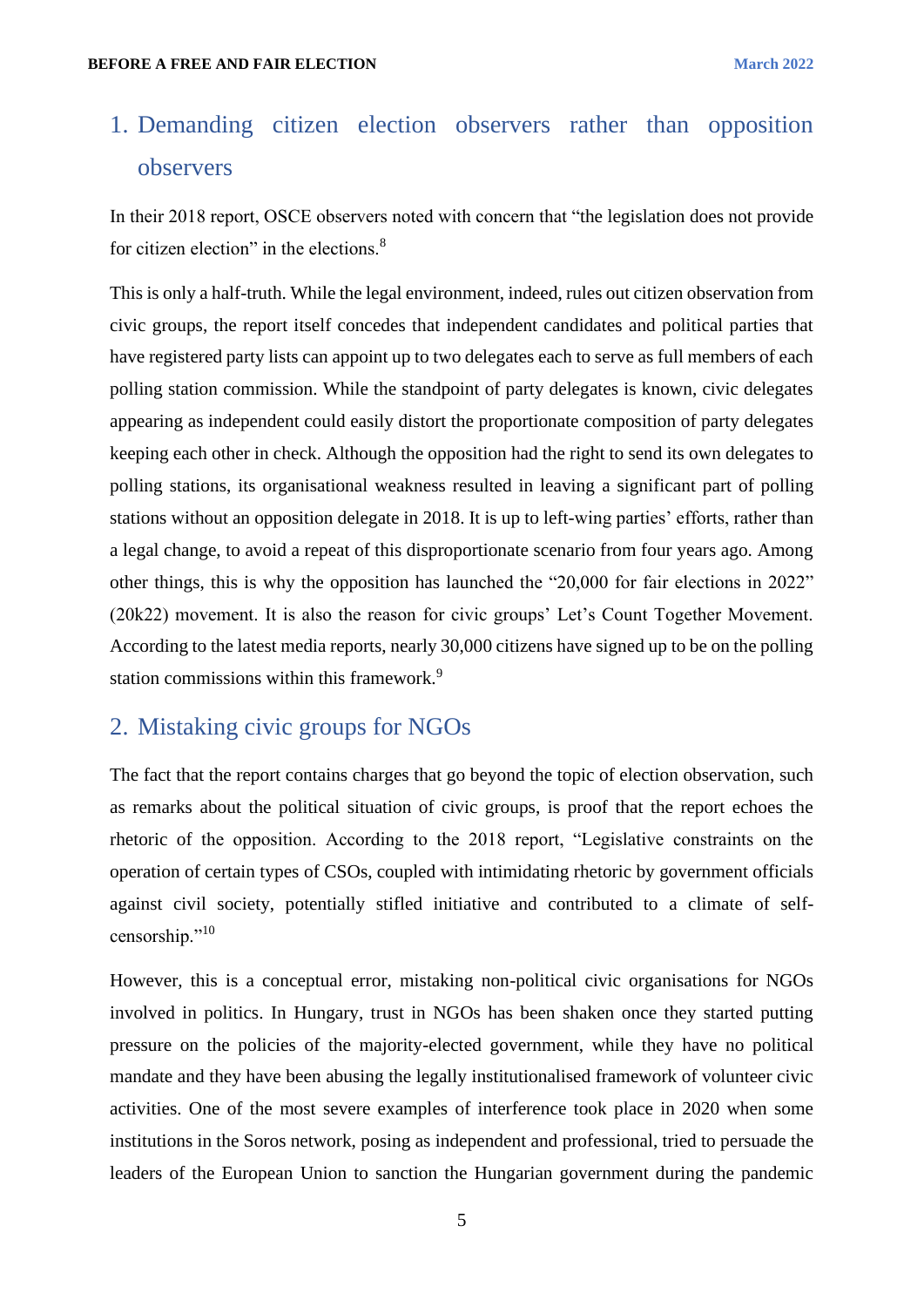## 1. Demanding citizen election observers rather than opposition observers

In their 2018 report, OSCE observers noted with concern that "the legislation does not provide for citizen election" in the elections.[8]

This is only a half-truth. While the legal environment, indeed, rules out citizen observation from civic groups, the report itself concedes that independent candidates and political parties that have registered party lists can appoint up to two delegates each to serve as full members of each polling station commission. While the standpoint of party delegates is known, civic delegates appearing as independent could easily distort the proportionate composition of party delegates keeping each other in check. Although the opposition had the right to send its own delegates to polling stations, its organisational weakness resulted in leaving a significant part of polling stations without an opposition delegate in 2018. It is up to left-wing parties' efforts, rather than a legal change, to avoid a repeat of this disproportionate scenario from four years ago. Among other things, this is why the opposition has launched the "20,000 for fair elections in 2022" (20k22) movement. It is also the reason for civic groups' Let's Count Together Movement. According to the latest media reports, nearly 30,000 citizens have signed up to be on the polling station commissions within this framework.[9]

## 2. Mistaking civic groups for NGOs

The fact that the report contains charges that go beyond the topic of election observation, such as remarks about the political situation of civic groups, is proof that the report echoes the rhetoric of the opposition. According to the 2018 report, "Legislative constraints on the operation of certain types of CSOs, coupled with intimidating rhetoric by government officials against civil society, potentially stifled initiative and contributed to a climate of self-censorship."[10]

However, this is a conceptual error, mistaking non-political civic organisations for NGOs involved in politics. In Hungary, trust in NGOs has been shaken once they started putting pressure on the policies of the majority-elected government, while they have no political mandate and they have been abusing the legally institutionalised framework of volunteer civic activities. One of the most severe examples of interference took place in 2020 when some institutions in the Soros network, posing as independent and professional, tried to persuade the leaders of the European Union to sanction the Hungarian government during the pandemic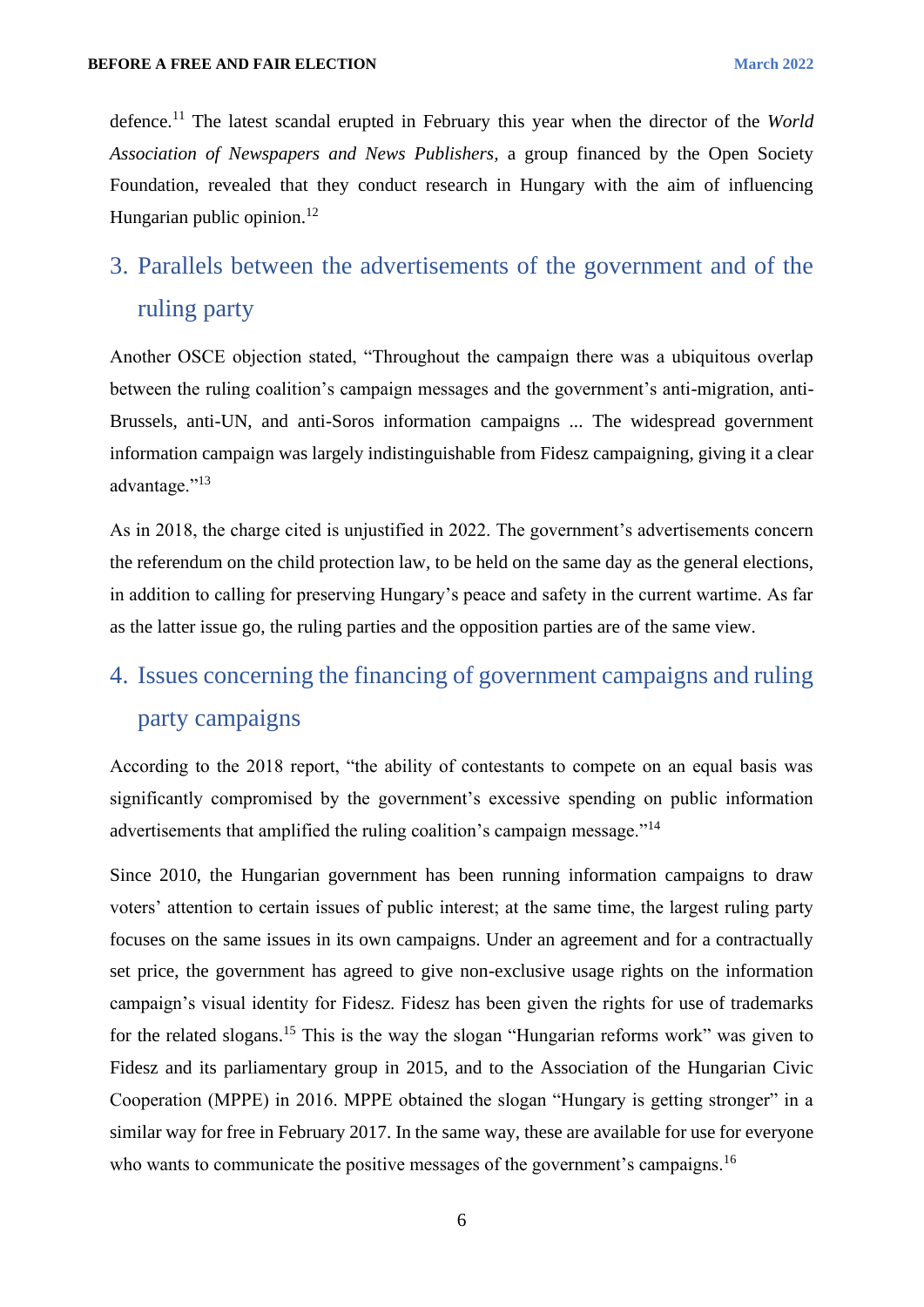defence.[11] The latest scandal erupted in February this year when the director of the *World Association of Newspapers and News Publishers*, a group financed by the Open Society Foundation, revealed that they conduct research in Hungary with the aim of influencing Hungarian public opinion.[12]

## 3. Parallels between the advertisements of the government and of the ruling party

Another OSCE objection stated, "Throughout the campaign there was a ubiquitous overlap between the ruling coalition's campaign messages and the government's anti-migration, anti-Brussels, anti-UN, and anti-Soros information campaigns ... The widespread government information campaign was largely indistinguishable from Fidesz campaigning, giving it a clear advantage."[13]

As in 2018, the charge cited is unjustified in 2022. The government's advertisements concern the referendum on the child protection law, to be held on the same day as the general elections, in addition to calling for preserving Hungary's peace and safety in the current wartime. As far as the latter issue go, the ruling parties and the opposition parties are of the same view.

## 4. Issues concerning the financing of government campaigns and ruling party campaigns

According to the 2018 report, "the ability of contestants to compete on an equal basis was significantly compromised by the government's excessive spending on public information advertisements that amplified the ruling coalition's campaign message."[14]

Since 2010, the Hungarian government has been running information campaigns to draw voters' attention to certain issues of public interest; at the same time, the largest ruling party focuses on the same issues in its own campaigns. Under an agreement and for a contractually set price, the government has agreed to give non-exclusive usage rights on the information campaign's visual identity for Fidesz. Fidesz has been given the rights for use of trademarks for the related slogans.[15] This is the way the slogan "Hungarian reforms work" was given to Fidesz and its parliamentary group in 2015, and to the Association of the Hungarian Civic Cooperation (MPPE) in 2016. MPPE obtained the slogan "Hungary is getting stronger" in a similar way for free in February 2017. In the same way, these are available for use for everyone who wants to communicate the positive messages of the government's campaigns.[16]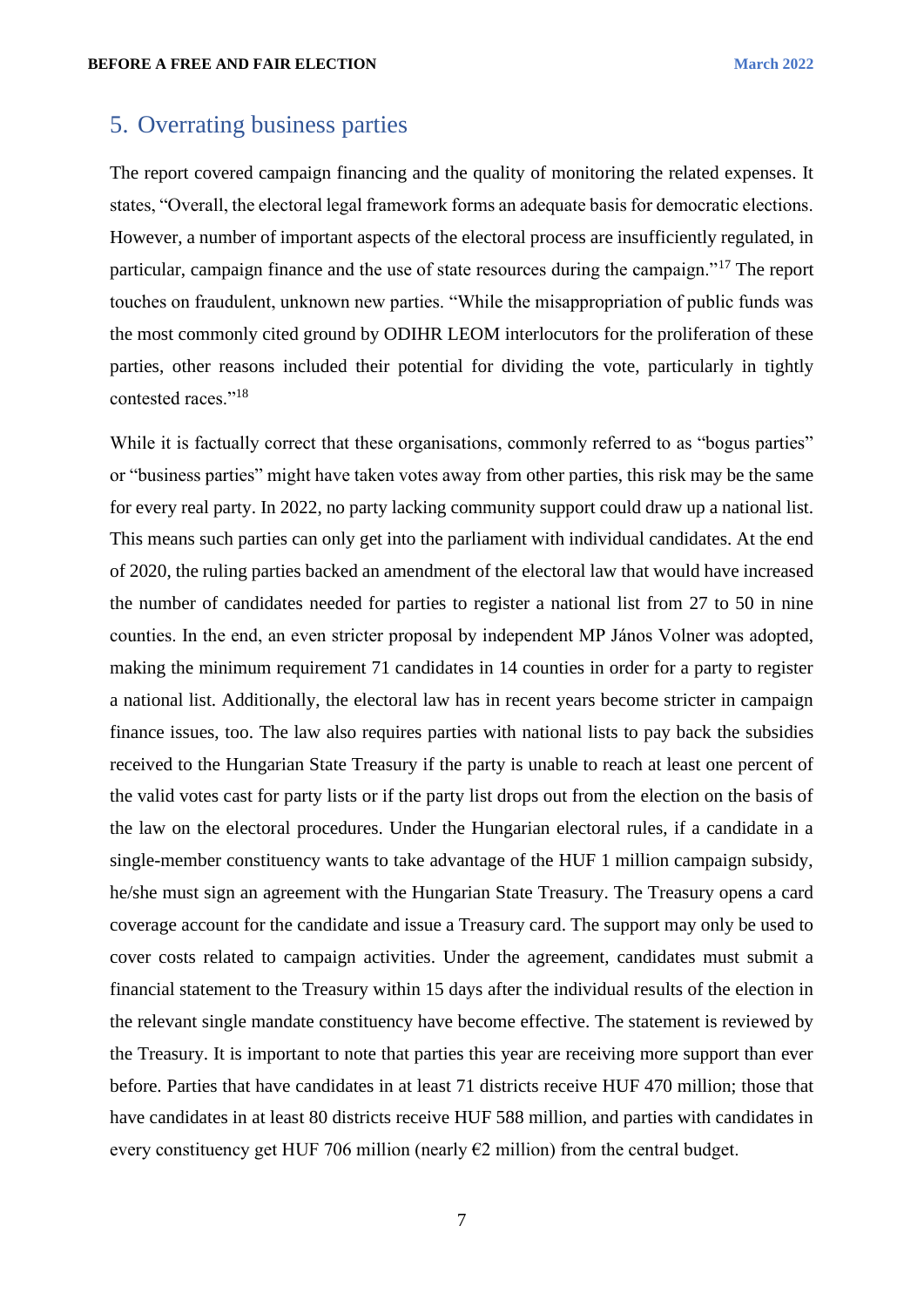## 5. Overrating business parties

The report covered campaign financing and the quality of monitoring the related expenses. It states, "Overall, the electoral legal framework forms an adequate basis for democratic elections. However, a number of important aspects of the electoral process are insufficiently regulated, in particular, campaign finance and the use of state resources during the campaign."[17] The report touches on fraudulent, unknown new parties. "While the misappropriation of public funds was the most commonly cited ground by ODIHR LEOM interlocutors for the proliferation of these parties, other reasons included their potential for dividing the vote, particularly in tightly contested races."[18]

While it is factually correct that these organisations, commonly referred to as "bogus parties" or "business parties" might have taken votes away from other parties, this risk may be the same for every real party. In 2022, no party lacking community support could draw up a national list. This means such parties can only get into the parliament with individual candidates. At the end of 2020, the ruling parties backed an amendment of the electoral law that would have increased the number of candidates needed for parties to register a national list from 27 to 50 in nine counties. In the end, an even stricter proposal by independent MP János Volner was adopted, making the minimum requirement 71 candidates in 14 counties in order for a party to register a national list. Additionally, the electoral law has in recent years become stricter in campaign finance issues, too. The law also requires parties with national lists to pay back the subsidies received to the Hungarian State Treasury if the party is unable to reach at least one percent of the valid votes cast for party lists or if the party list drops out from the election on the basis of the law on the electoral procedures. Under the Hungarian electoral rules, if a candidate in a single-member constituency wants to take advantage of the HUF 1 million campaign subsidy, he/she must sign an agreement with the Hungarian State Treasury. The Treasury opens a card coverage account for the candidate and issue a Treasury card. The support may only be used to cover costs related to campaign activities. Under the agreement, candidates must submit a financial statement to the Treasury within 15 days after the individual results of the election in the relevant single mandate constituency have become effective. The statement is reviewed by the Treasury. It is important to note that parties this year are receiving more support than ever before. Parties that have candidates in at least 71 districts receive HUF 470 million; those that have candidates in at least 80 districts receive HUF 588 million, and parties with candidates in every constituency get HUF 706 million (nearly €2 million) from the central budget.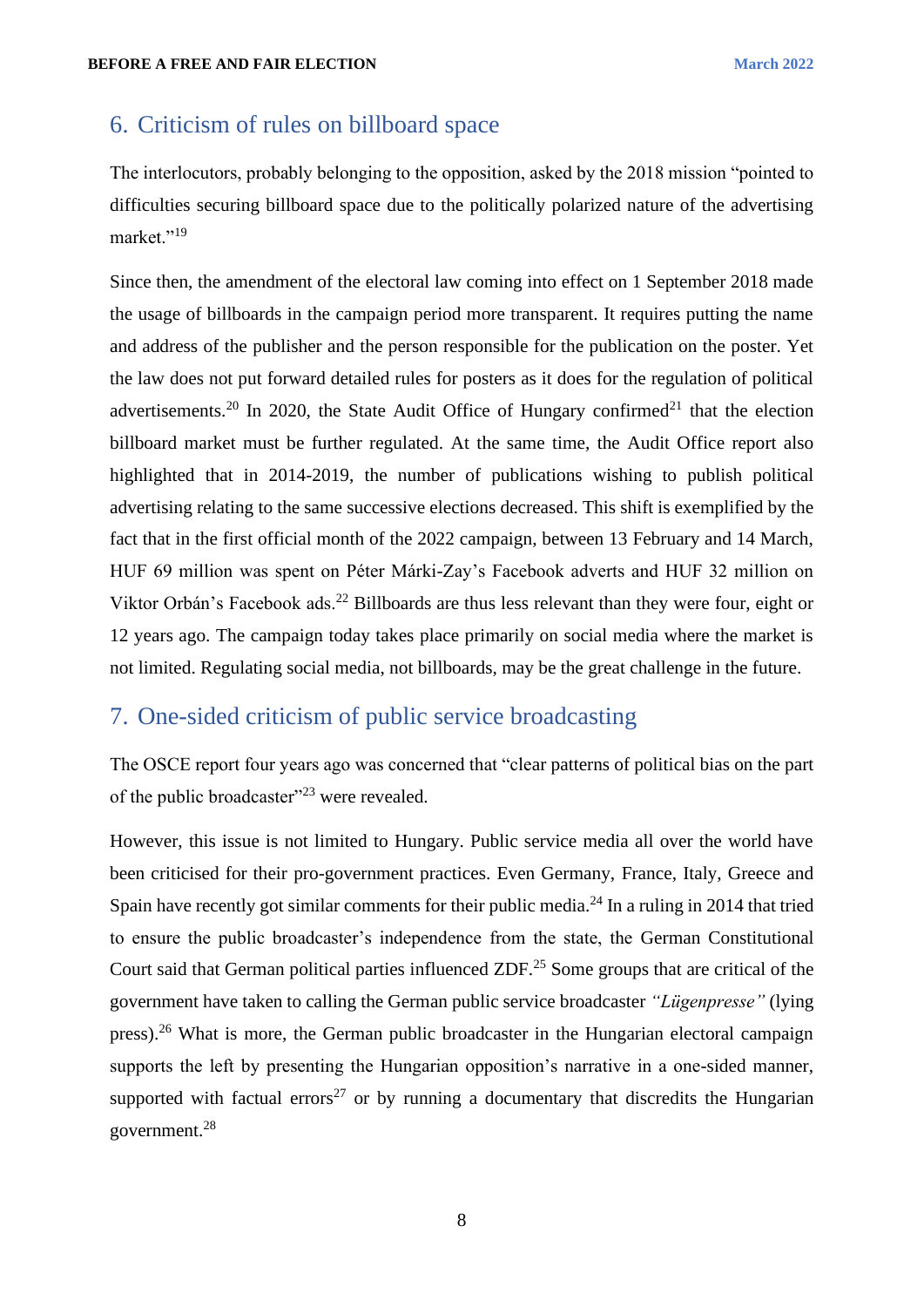## 6. Criticism of rules on billboard space

The interlocutors, probably belonging to the opposition, asked by the 2018 mission "pointed to difficulties securing billboard space due to the politically polarized nature of the advertising market."[19]

Since then, the amendment of the electoral law coming into effect on 1 September 2018 made the usage of billboards in the campaign period more transparent. It requires putting the name and address of the publisher and the person responsible for the publication on the poster. Yet the law does not put forward detailed rules for posters as it does for the regulation of political advertisements.[20] In 2020, the State Audit Office of Hungary confirmed[21] that the election billboard market must be further regulated. At the same time, the Audit Office report also highlighted that in 2014-2019, the number of publications wishing to publish political advertising relating to the same successive elections decreased. This shift is exemplified by the fact that in the first official month of the 2022 campaign, between 13 February and 14 March, HUF 69 million was spent on Péter Márki-Zay's Facebook adverts and HUF 32 million on Viktor Orbán's Facebook ads.[22] Billboards are thus less relevant than they were four, eight or 12 years ago. The campaign today takes place primarily on social media where the market is not limited. Regulating social media, not billboards, may be the great challenge in the future.

## 7. One-sided criticism of public service broadcasting

The OSCE report four years ago was concerned that "clear patterns of political bias on the part of the public broadcaster"[23] were revealed.

However, this issue is not limited to Hungary. Public service media all over the world have been criticised for their pro-government practices. Even Germany, France, Italy, Greece and Spain have recently got similar comments for their public media.[24] In a ruling in 2014 that tried to ensure the public broadcaster's independence from the state, the German Constitutional Court said that German political parties influenced ZDF.[25] Some groups that are critical of the government have taken to calling the German public service broadcaster *"Lügenpresse"* (lying press).[26] What is more, the German public broadcaster in the Hungarian electoral campaign supports the left by presenting the Hungarian opposition's narrative in a one-sided manner, supported with factual errors[27] or by running a documentary that discredits the Hungarian government.[28]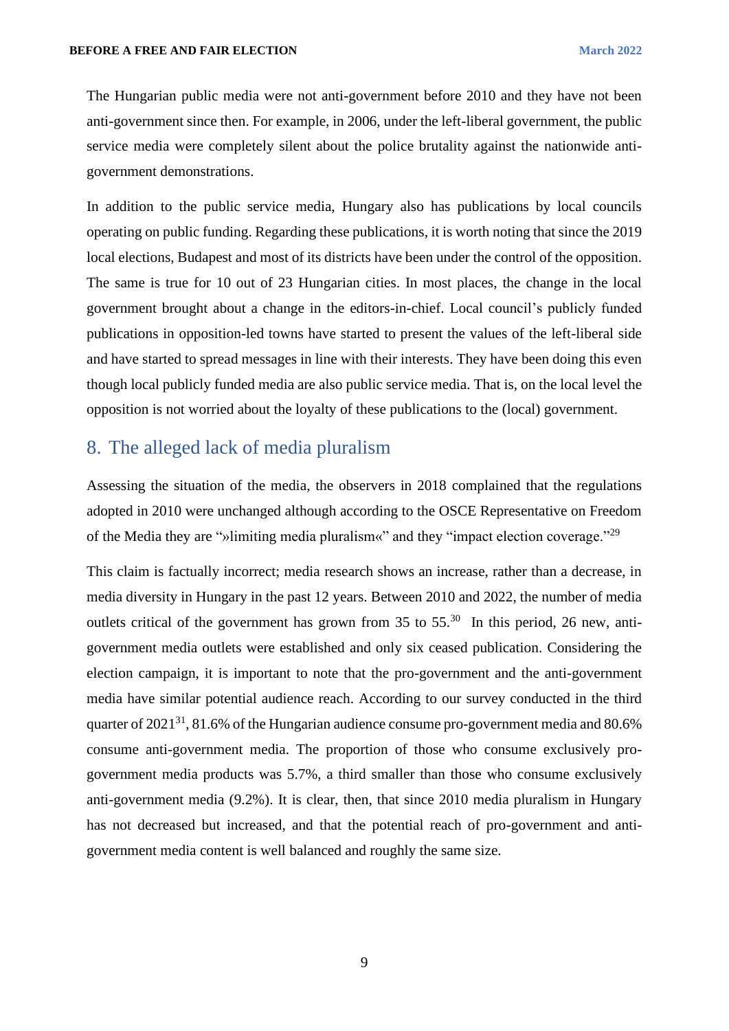The Hungarian public media were not anti-government before 2010 and they have not been anti-government since then. For example, in 2006, under the left-liberal government, the public service media were completely silent about the police brutality against the nationwide anti-government demonstrations.

In addition to the public service media, Hungary also has publications by local councils operating on public funding. Regarding these publications, it is worth noting that since the 2019 local elections, Budapest and most of its districts have been under the control of the opposition. The same is true for 10 out of 23 Hungarian cities. In most places, the change in the local government brought about a change in the editors-in-chief. Local council's publicly funded publications in opposition-led towns have started to present the values of the left-liberal side and have started to spread messages in line with their interests. They have been doing this even though local publicly funded media are also public service media. That is, on the local level the opposition is not worried about the loyalty of these publications to the (local) government.

## 8. The alleged lack of media pluralism

Assessing the situation of the media, the observers in 2018 complained that the regulations adopted in 2010 were unchanged although according to the OSCE Representative on Freedom of the Media they are "»limiting media pluralism«" and they "impact election coverage."[29]

This claim is factually incorrect; media research shows an increase, rather than a decrease, in media diversity in Hungary in the past 12 years. Between 2010 and 2022, the number of media outlets critical of the government has grown from 35 to 55.[30] In this period, 26 new, anti-government media outlets were established and only six ceased publication. Considering the election campaign, it is important to note that the pro-government and the anti-government media have similar potential audience reach. According to our survey conducted in the third quarter of 2021[31], 81.6% of the Hungarian audience consume pro-government media and 80.6% consume anti-government media. The proportion of those who consume exclusively pro-government media products was 5.7%, a third smaller than those who consume exclusively anti-government media (9.2%). It is clear, then, that since 2010 media pluralism in Hungary has not decreased but increased, and that the potential reach of pro-government and anti-government media content is well balanced and roughly the same size.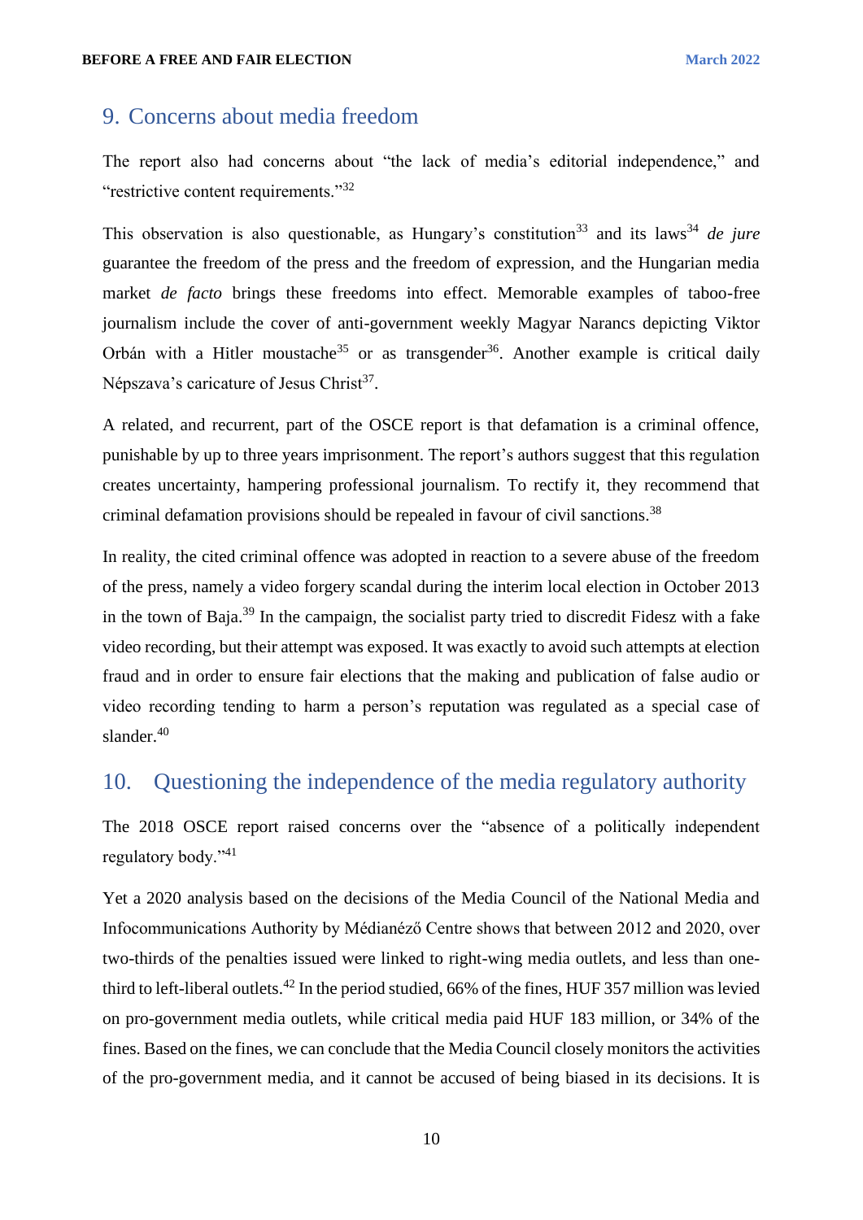## 9. Concerns about media freedom

The report also had concerns about "the lack of media's editorial independence," and "restrictive content requirements."[32]

This observation is also questionable, as Hungary's constitution[33] and its laws[34] *de jure* guarantee the freedom of the press and the freedom of expression, and the Hungarian media market *de facto* brings these freedoms into effect. Memorable examples of taboo-free journalism include the cover of anti-government weekly Magyar Narancs depicting Viktor Orbán with a Hitler moustache[35] or as transgender[36]. Another example is critical daily Népszava's caricature of Jesus Christ[37].

A related, and recurrent, part of the OSCE report is that defamation is a criminal offence, punishable by up to three years imprisonment. The report's authors suggest that this regulation creates uncertainty, hampering professional journalism. To rectify it, they recommend that criminal defamation provisions should be repealed in favour of civil sanctions.[38]

In reality, the cited criminal offence was adopted in reaction to a severe abuse of the freedom of the press, namely a video forgery scandal during the interim local election in October 2013 in the town of Baja.[39] In the campaign, the socialist party tried to discredit Fidesz with a fake video recording, but their attempt was exposed. It was exactly to avoid such attempts at election fraud and in order to ensure fair elections that the making and publication of false audio or video recording tending to harm a person's reputation was regulated as a special case of slander.[40]

## 10. Questioning the independence of the media regulatory authority

The 2018 OSCE report raised concerns over the "absence of a politically independent regulatory body."[41]

Yet a 2020 analysis based on the decisions of the Media Council of the National Media and Infocommunications Authority by Médianéző Centre shows that between 2012 and 2020, over two-thirds of the penalties issued were linked to right-wing media outlets, and less than one-third to left-liberal outlets.[42] In the period studied, 66% of the fines, HUF 357 million was levied on pro-government media outlets, while critical media paid HUF 183 million, or 34% of the fines. Based on the fines, we can conclude that the Media Council closely monitors the activities of the pro-government media, and it cannot be accused of being biased in its decisions. It is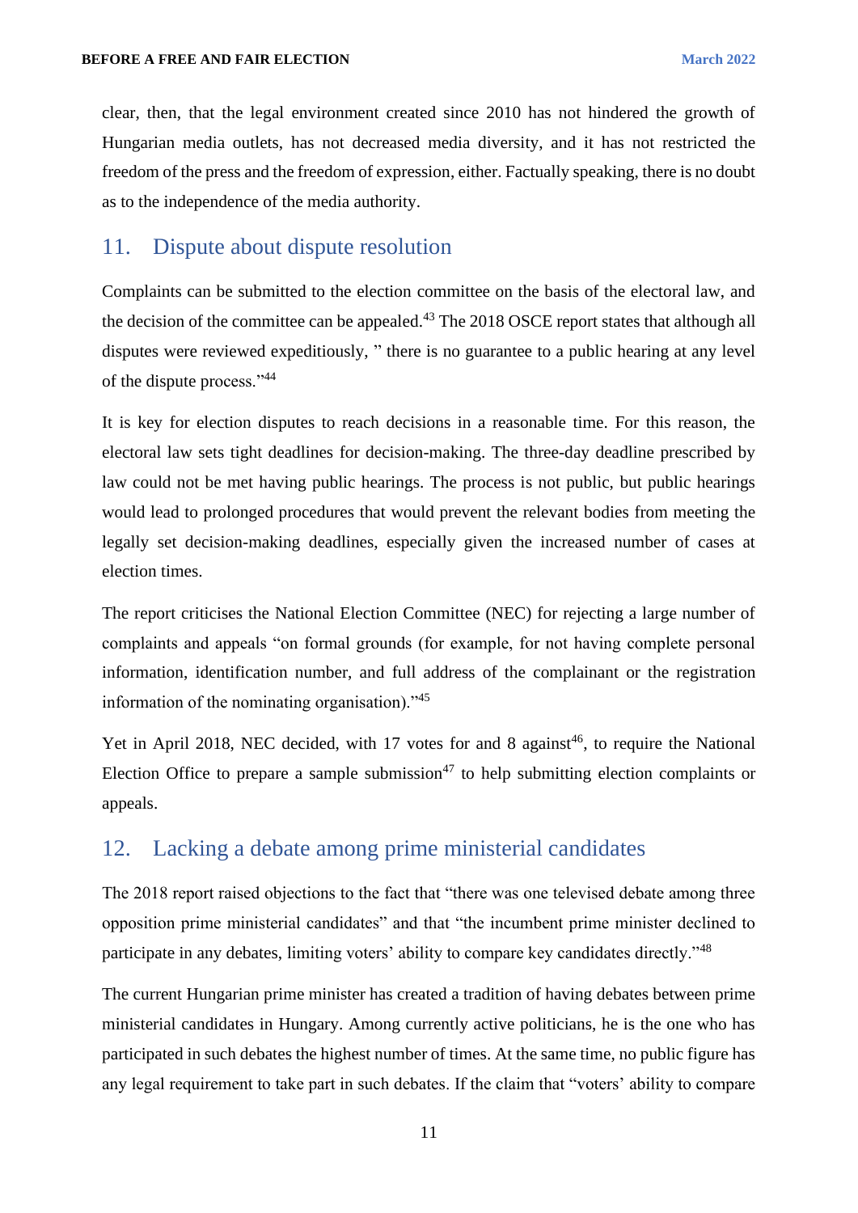clear, then, that the legal environment created since 2010 has not hindered the growth of Hungarian media outlets, has not decreased media diversity, and it has not restricted the freedom of the press and the freedom of expression, either. Factually speaking, there is no doubt as to the independence of the media authority.

## 11. Dispute about dispute resolution

Complaints can be submitted to the election committee on the basis of the electoral law, and the decision of the committee can be appealed.[43] The 2018 OSCE report states that although all disputes were reviewed expeditiously, " there is no guarantee to a public hearing at any level of the dispute process."[44]

It is key for election disputes to reach decisions in a reasonable time. For this reason, the electoral law sets tight deadlines for decision-making. The three-day deadline prescribed by law could not be met having public hearings. The process is not public, but public hearings would lead to prolonged procedures that would prevent the relevant bodies from meeting the legally set decision-making deadlines, especially given the increased number of cases at election times.

The report criticises the National Election Committee (NEC) for rejecting a large number of complaints and appeals "on formal grounds (for example, for not having complete personal information, identification number, and full address of the complainant or the registration information of the nominating organisation)."[45]

Yet in April 2018, NEC decided, with 17 votes for and 8 against[46], to require the National Election Office to prepare a sample submission[47] to help submitting election complaints or appeals.

## 12. Lacking a debate among prime ministerial candidates

The 2018 report raised objections to the fact that "there was one televised debate among three opposition prime ministerial candidates" and that "the incumbent prime minister declined to participate in any debates, limiting voters' ability to compare key candidates directly."[48]

The current Hungarian prime minister has created a tradition of having debates between prime ministerial candidates in Hungary. Among currently active politicians, he is the one who has participated in such debates the highest number of times. At the same time, no public figure has any legal requirement to take part in such debates. If the claim that "voters' ability to compare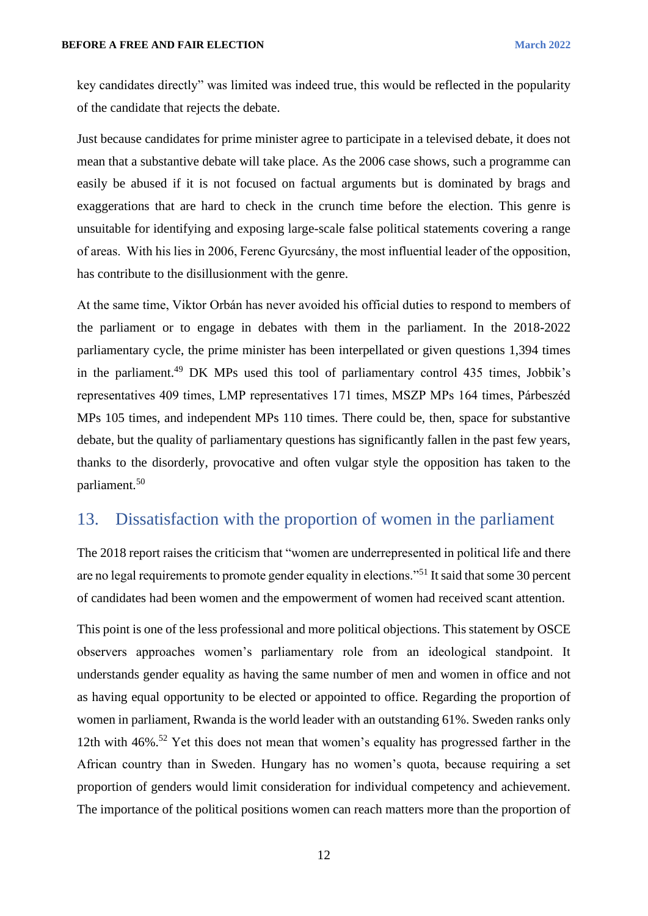key candidates directly" was limited was indeed true, this would be reflected in the popularity of the candidate that rejects the debate.

Just because candidates for prime minister agree to participate in a televised debate, it does not mean that a substantive debate will take place. As the 2006 case shows, such a programme can easily be abused if it is not focused on factual arguments but is dominated by brags and exaggerations that are hard to check in the crunch time before the election. This genre is unsuitable for identifying and exposing large-scale false political statements covering a range of areas. With his lies in 2006, Ferenc Gyurcsány, the most influential leader of the opposition, has contribute to the disillusionment with the genre.

At the same time, Viktor Orbán has never avoided his official duties to respond to members of the parliament or to engage in debates with them in the parliament. In the 2018-2022 parliamentary cycle, the prime minister has been interpellated or given questions 1,394 times in the parliament.[49] DK MPs used this tool of parliamentary control 435 times, Jobbik's representatives 409 times, LMP representatives 171 times, MSZP MPs 164 times, Párbeszéd MPs 105 times, and independent MPs 110 times. There could be, then, space for substantive debate, but the quality of parliamentary questions has significantly fallen in the past few years, thanks to the disorderly, provocative and often vulgar style the opposition has taken to the parliament.[50]

## 13. Dissatisfaction with the proportion of women in the parliament

The 2018 report raises the criticism that "women are underrepresented in political life and there are no legal requirements to promote gender equality in elections."[51] It said that some 30 percent of candidates had been women and the empowerment of women had received scant attention.

This point is one of the less professional and more political objections. This statement by OSCE observers approaches women's parliamentary role from an ideological standpoint. It understands gender equality as having the same number of men and women in office and not as having equal opportunity to be elected or appointed to office. Regarding the proportion of women in parliament, Rwanda is the world leader with an outstanding 61%. Sweden ranks only 12th with 46%.[52] Yet this does not mean that women's equality has progressed farther in the African country than in Sweden. Hungary has no women's quota, because requiring a set proportion of genders would limit consideration for individual competency and achievement. The importance of the political positions women can reach matters more than the proportion of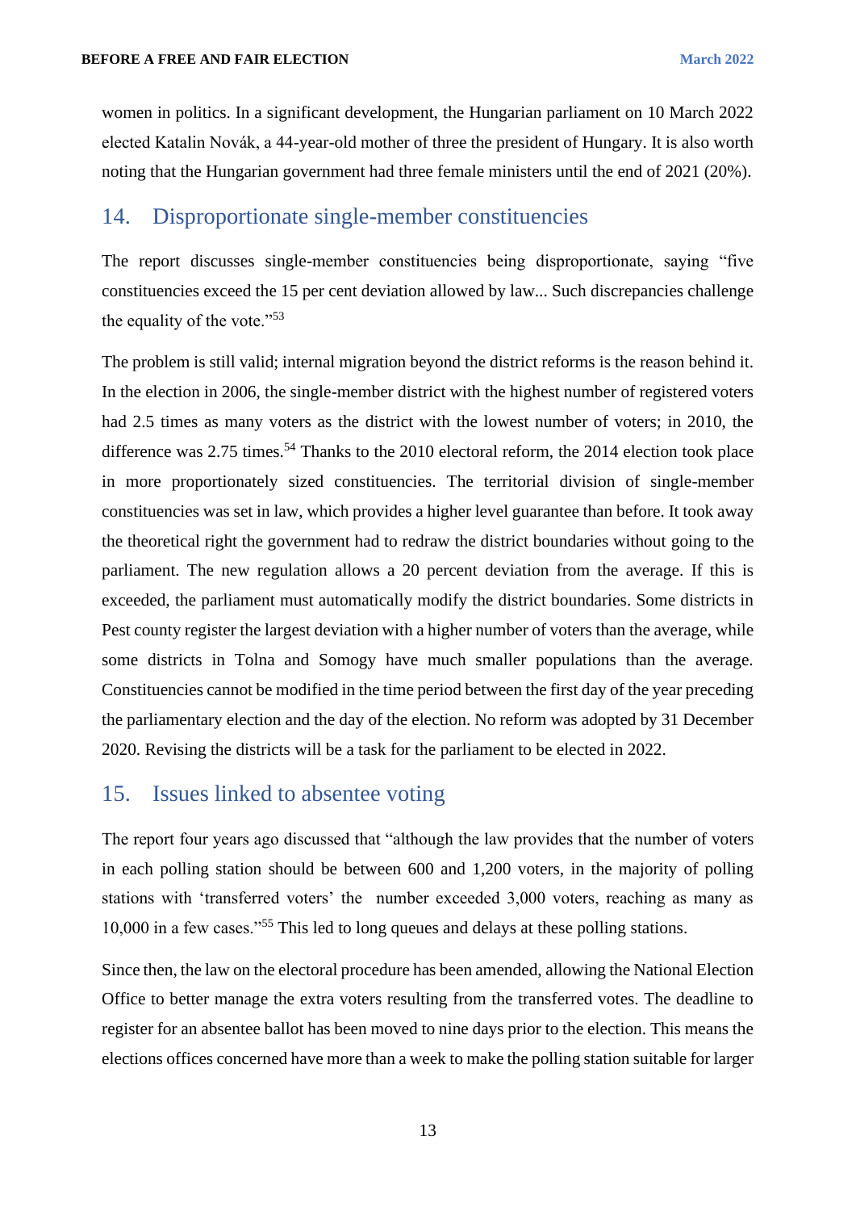women in politics. In a significant development, the Hungarian parliament on 10 March 2022 elected Katalin Novák, a 44-year-old mother of three the president of Hungary. It is also worth noting that the Hungarian government had three female ministers until the end of 2021 (20%).

## 14. Disproportionate single-member constituencies

The report discusses single-member constituencies being disproportionate, saying "five constituencies exceed the 15 per cent deviation allowed by law... Such discrepancies challenge the equality of the vote."[53]

The problem is still valid; internal migration beyond the district reforms is the reason behind it. In the election in 2006, the single-member district with the highest number of registered voters had 2.5 times as many voters as the district with the lowest number of voters; in 2010, the difference was 2.75 times.[54] Thanks to the 2010 electoral reform, the 2014 election took place in more proportionately sized constituencies. The territorial division of single-member constituencies was set in law, which provides a higher level guarantee than before. It took away the theoretical right the government had to redraw the district boundaries without going to the parliament. The new regulation allows a 20 percent deviation from the average. If this is exceeded, the parliament must automatically modify the district boundaries. Some districts in Pest county register the largest deviation with a higher number of voters than the average, while some districts in Tolna and Somogy have much smaller populations than the average. Constituencies cannot be modified in the time period between the first day of the year preceding the parliamentary election and the day of the election. No reform was adopted by 31 December 2020. Revising the districts will be a task for the parliament to be elected in 2022.

## 15. Issues linked to absentee voting

The report four years ago discussed that "although the law provides that the number of voters in each polling station should be between 600 and 1,200 voters, in the majority of polling stations with 'transferred voters' the number exceeded 3,000 voters, reaching as many as 10,000 in a few cases."[55] This led to long queues and delays at these polling stations.

Since then, the law on the electoral procedure has been amended, allowing the National Election Office to better manage the extra voters resulting from the transferred votes. The deadline to register for an absentee ballot has been moved to nine days prior to the election. This means the elections offices concerned have more than a week to make the polling station suitable for larger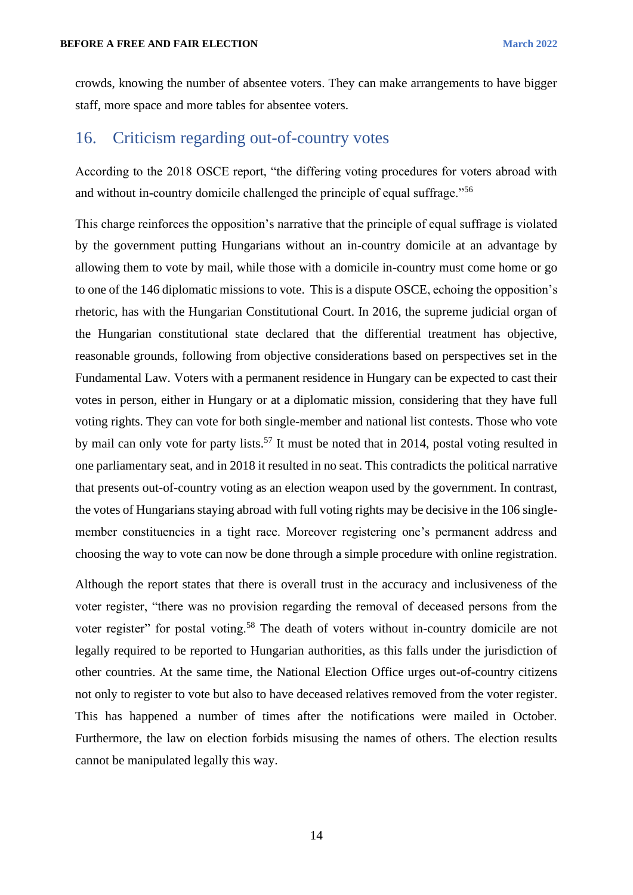crowds, knowing the number of absentee voters. They can make arrangements to have bigger staff, more space and more tables for absentee voters.

## 16. Criticism regarding out-of-country votes

According to the 2018 OSCE report, "the differing voting procedures for voters abroad with and without in-country domicile challenged the principle of equal suffrage."[56]

This charge reinforces the opposition's narrative that the principle of equal suffrage is violated by the government putting Hungarians without an in-country domicile at an advantage by allowing them to vote by mail, while those with a domicile in-country must come home or go to one of the 146 diplomatic missions to vote. This is a dispute OSCE, echoing the opposition's rhetoric, has with the Hungarian Constitutional Court. In 2016, the supreme judicial organ of the Hungarian constitutional state declared that the differential treatment has objective, reasonable grounds, following from objective considerations based on perspectives set in the Fundamental Law. Voters with a permanent residence in Hungary can be expected to cast their votes in person, either in Hungary or at a diplomatic mission, considering that they have full voting rights. They can vote for both single-member and national list contests. Those who vote by mail can only vote for party lists.[57] It must be noted that in 2014, postal voting resulted in one parliamentary seat, and in 2018 it resulted in no seat. This contradicts the political narrative that presents out-of-country voting as an election weapon used by the government. In contrast, the votes of Hungarians staying abroad with full voting rights may be decisive in the 106 single-member constituencies in a tight race. Moreover registering one's permanent address and choosing the way to vote can now be done through a simple procedure with online registration.

Although the report states that there is overall trust in the accuracy and inclusiveness of the voter register, "there was no provision regarding the removal of deceased persons from the voter register" for postal voting.[58] The death of voters without in-country domicile are not legally required to be reported to Hungarian authorities, as this falls under the jurisdiction of other countries. At the same time, the National Election Office urges out-of-country citizens not only to register to vote but also to have deceased relatives removed from the voter register. This has happened a number of times after the notifications were mailed in October. Furthermore, the law on election forbids misusing the names of others. The election results cannot be manipulated legally this way.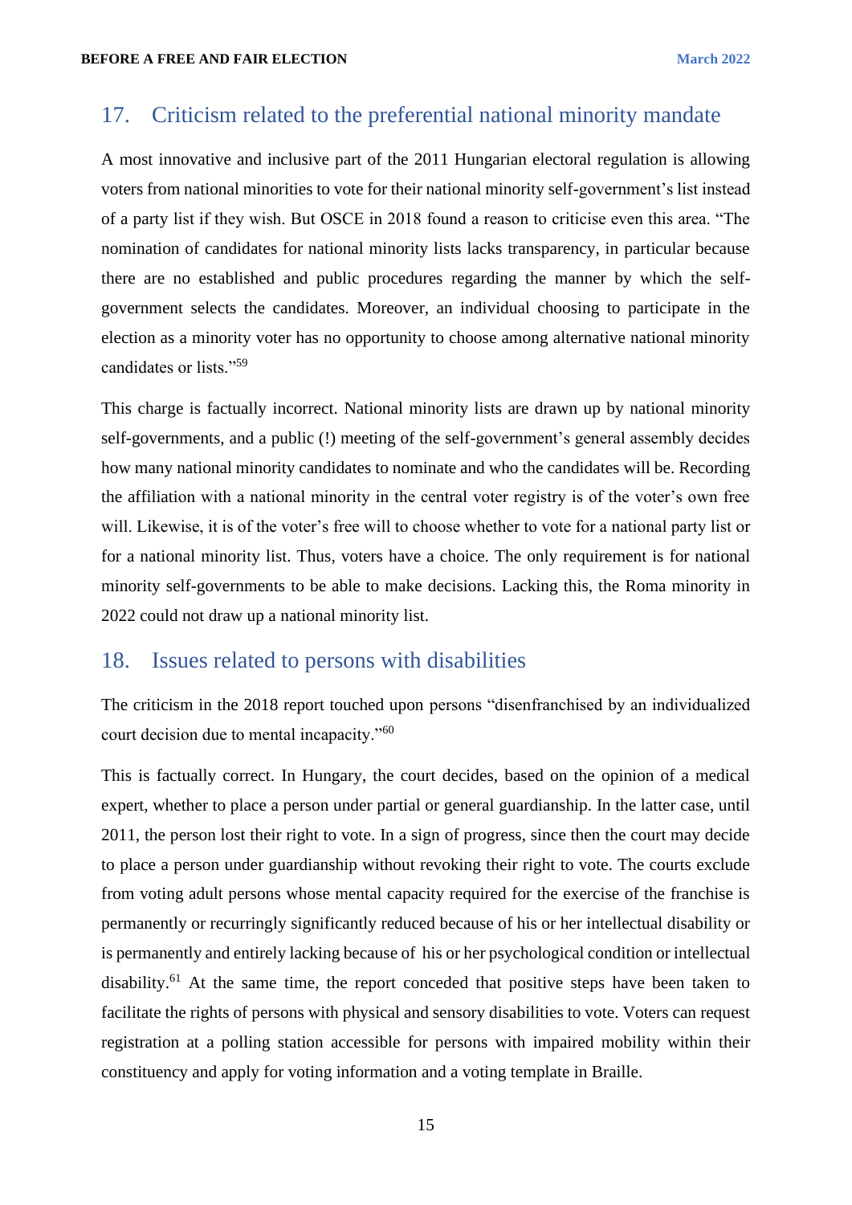## 17. Criticism related to the preferential national minority mandate

A most innovative and inclusive part of the 2011 Hungarian electoral regulation is allowing voters from national minorities to vote for their national minority self-government's list instead of a party list if they wish. But OSCE in 2018 found a reason to criticise even this area. "The nomination of candidates for national minority lists lacks transparency, in particular because there are no established and public procedures regarding the manner by which the self-government selects the candidates. Moreover, an individual choosing to participate in the election as a minority voter has no opportunity to choose among alternative national minority candidates or lists."[59]

This charge is factually incorrect. National minority lists are drawn up by national minority self-governments, and a public (!) meeting of the self-government's general assembly decides how many national minority candidates to nominate and who the candidates will be. Recording the affiliation with a national minority in the central voter registry is of the voter's own free will. Likewise, it is of the voter's free will to choose whether to vote for a national party list or for a national minority list. Thus, voters have a choice. The only requirement is for national minority self-governments to be able to make decisions. Lacking this, the Roma minority in 2022 could not draw up a national minority list.

## 18. Issues related to persons with disabilities

The criticism in the 2018 report touched upon persons "disenfranchised by an individualized court decision due to mental incapacity."[60]

This is factually correct. In Hungary, the court decides, based on the opinion of a medical expert, whether to place a person under partial or general guardianship. In the latter case, until 2011, the person lost their right to vote. In a sign of progress, since then the court may decide to place a person under guardianship without revoking their right to vote. The courts exclude from voting adult persons whose mental capacity required for the exercise of the franchise is permanently or recurringly significantly reduced because of his or her intellectual disability or is permanently and entirely lacking because of his or her psychological condition or intellectual disability.[61] At the same time, the report conceded that positive steps have been taken to facilitate the rights of persons with physical and sensory disabilities to vote. Voters can request registration at a polling station accessible for persons with impaired mobility within their constituency and apply for voting information and a voting template in Braille.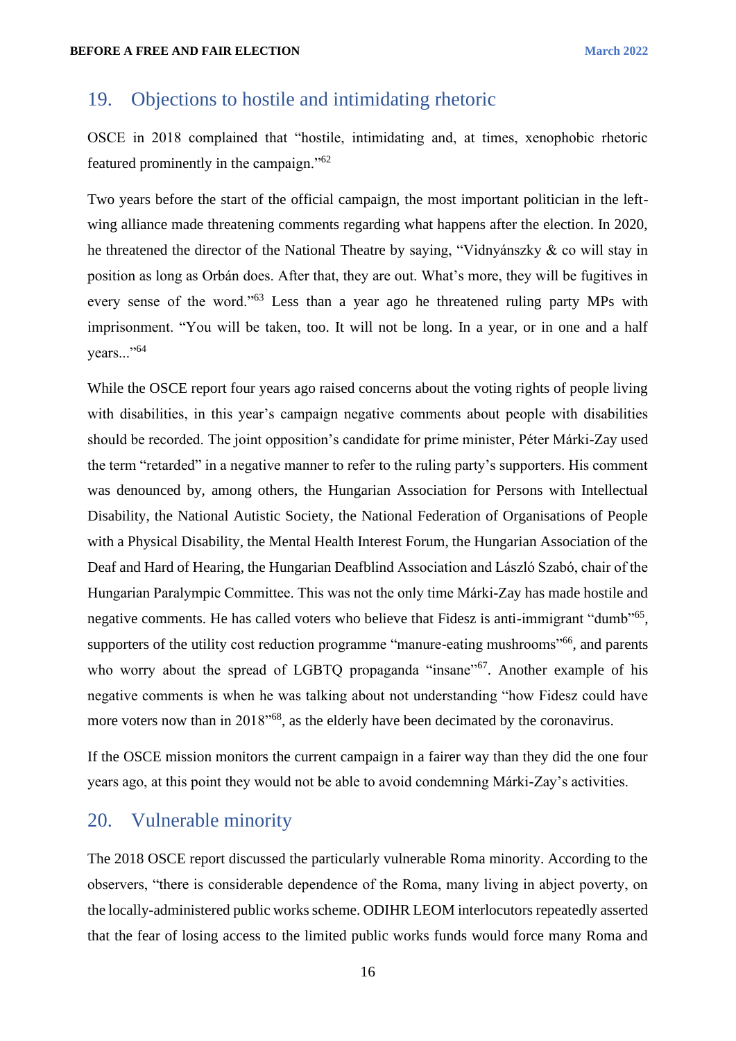## 19. Objections to hostile and intimidating rhetoric

OSCE in 2018 complained that "hostile, intimidating and, at times, xenophobic rhetoric featured prominently in the campaign."[62]

Two years before the start of the official campaign, the most important politician in the left-wing alliance made threatening comments regarding what happens after the election. In 2020, he threatened the director of the National Theatre by saying, "Vidnyánszky & co will stay in position as long as Orbán does. After that, they are out. What's more, they will be fugitives in every sense of the word."[63] Less than a year ago he threatened ruling party MPs with imprisonment. "You will be taken, too. It will not be long. In a year, or in one and a half years..."[64]

While the OSCE report four years ago raised concerns about the voting rights of people living with disabilities, in this year's campaign negative comments about people with disabilities should be recorded. The joint opposition's candidate for prime minister, Péter Márki-Zay used the term "retarded" in a negative manner to refer to the ruling party's supporters. His comment was denounced by, among others, the Hungarian Association for Persons with Intellectual Disability, the National Autistic Society, the National Federation of Organisations of People with a Physical Disability, the Mental Health Interest Forum, the Hungarian Association of the Deaf and Hard of Hearing, the Hungarian Deafblind Association and László Szabó, chair of the Hungarian Paralympic Committee. This was not the only time Márki-Zay has made hostile and negative comments. He has called voters who believe that Fidesz is anti-immigrant "dumb"[65], supporters of the utility cost reduction programme "manure-eating mushrooms"[66], and parents who worry about the spread of LGBTQ propaganda "insane"[67]. Another example of his negative comments is when he was talking about not understanding "how Fidesz could have more voters now than in 2018"[68], as the elderly have been decimated by the coronavirus.

If the OSCE mission monitors the current campaign in a fairer way than they did the one four years ago, at this point they would not be able to avoid condemning Márki-Zay's activities.

## 20. Vulnerable minority

The 2018 OSCE report discussed the particularly vulnerable Roma minority. According to the observers, "there is considerable dependence of the Roma, many living in abject poverty, on the locally-administered public works scheme. ODIHR LEOM interlocutors repeatedly asserted that the fear of losing access to the limited public works funds would force many Roma and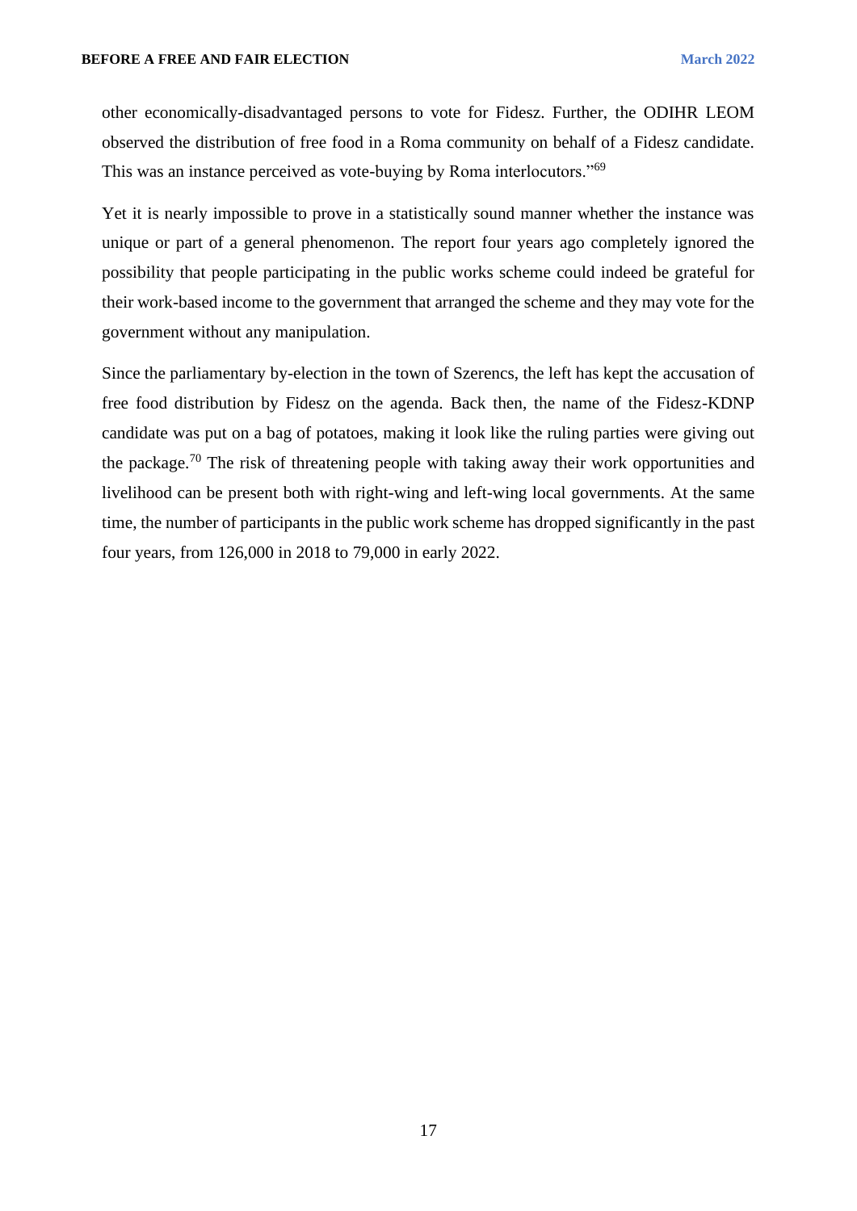other economically-disadvantaged persons to vote for Fidesz. Further, the ODIHR LEOM observed the distribution of free food in a Roma community on behalf of a Fidesz candidate. This was an instance perceived as vote-buying by Roma interlocutors."[69]

Yet it is nearly impossible to prove in a statistically sound manner whether the instance was unique or part of a general phenomenon. The report four years ago completely ignored the possibility that people participating in the public works scheme could indeed be grateful for their work-based income to the government that arranged the scheme and they may vote for the government without any manipulation.

Since the parliamentary by-election in the town of Szerencs, the left has kept the accusation of free food distribution by Fidesz on the agenda. Back then, the name of the Fidesz-KDNP candidate was put on a bag of potatoes, making it look like the ruling parties were giving out the package.[70] The risk of threatening people with taking away their work opportunities and livelihood can be present both with right-wing and left-wing local governments. At the same time, the number of participants in the public work scheme has dropped significantly in the past four years, from 126,000 in 2018 to 79,000 in early 2022.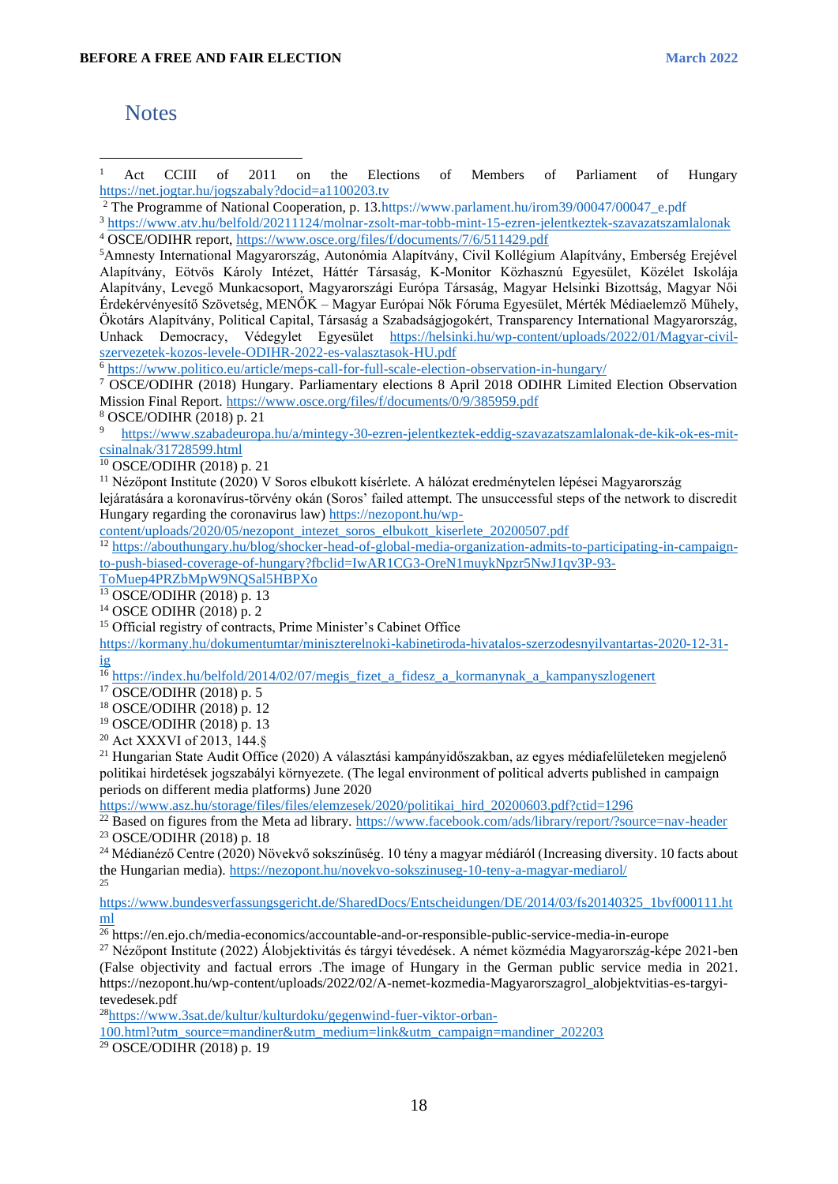# Notes

[1] Act CCIII of 2011 on the Elections of Members of Parliament of Hungary https://net.jogtar.hu/jogszabaly?docid=a1100203.tv

[2] The Programme of National Cooperation, p. 13.https://www.parlament.hu/irom39/00047/00047_e.pdf

[3] https://www.atv.hu/belfold/20211124/molnar-zsolt-mar-tobb-mint-15-ezren-jelentkeztek-szavazatszamlalonak

[4] OSCE/ODIHR report, https://www.osce.org/files/f/documents/7/6/511429.pdf

[5] Amnesty International Magyarország, Autonómia Alapítvány, Civil Kollégium Alapítvány, Emberség Erejével Alapítvány, Eötvös Károly Intézet, Háttér Társaság, K-Monitor Közhasznú Egyesület, Közélet Iskolája Alapítvány, Levegő Munkacsoport, Magyarországi Európa Társaság, Magyar Helsinki Bizottság, Magyar Női Érdekérvényesítő Szövetség, MENŐK – Magyar Európai Nők Fóruma Egyesület, Mérték Médiaelemző Műhely, Ökotárs Alapítvány, Political Capital, Társaság a Szabadságjogokért, Transparency International Magyarország, Unhack Democracy, Védegylet Egyesület https://helsinki.hu/wp-content/uploads/2022/01/Magyar-civil-szervezetek-kozos-levele-ODIHR-2022-es-valasztasok-HU.pdf

[6] https://www.politico.eu/article/meps-call-for-full-scale-election-observation-in-hungary/

[7] OSCE/ODIHR (2018) Hungary. Parliamentary elections 8 April 2018 ODIHR Limited Election Observation Mission Final Report. https://www.osce.org/files/f/documents/0/9/385959.pdf

[8] OSCE/ODIHR (2018) p. 21

[9] https://www.szabadeuropa.hu/a/mintegy-30-ezren-jelentkeztek-eddig-szavazatszamlalonak-de-kik-ok-es-mit-csinalnak/31728599.html

[10] OSCE/ODIHR (2018) p. 21

[11] Nézőpont Institute (2020) V Soros elbukott kísérlete. A hálózat eredménytelen lépései Magyarország lejáratására a koronavírus-törvény okán (Soros' failed attempt. The unsuccessful steps of the network to discredit Hungary regarding the coronavirus law) https://nezopont.hu/wp-content/uploads/2020/05/nezopont_intezet_soros_elbukott_kiserlete_20200507.pdf

[12] https://abouthungary.hu/blog/shocker-head-of-global-media-organization-admits-to-participating-in-campaign-to-push-biased-coverage-of-hungary?fbclid=IwAR1CG3-OreN1muykNpzr5NwJ1qv3P-93-ToMuep4PRZbMpW9NQSal5HBPXo

[13] OSCE/ODIHR (2018) p. 13

[14] OSCE ODIHR (2018) p. 2

[15] Official registry of contracts, Prime Minister's Cabinet Office https://kormany.hu/dokumentumtar/miniszterelnoki-kabinetiroda-hivatalos-szerzodesnyilvantartas-2020-12-31-ig

[16] https://index.hu/belfold/2014/02/07/megis_fizet_a_fidesz_a_kormanynak_a_kampanyszlogenert

[17] OSCE/ODIHR (2018) p. 5

[18] OSCE/ODIHR (2018) p. 12

[19] OSCE/ODIHR (2018) p. 13

[20] Act XXXVI of 2013, 144.§

[21] Hungarian State Audit Office (2020) A választási kampányidőszakban, az egyes médiafelületeken megjelenő politikai hirdetések jogszabályi környezete. (The legal environment of political adverts published in campaign periods on different media platforms) June 2020 https://www.asz.hu/storage/files/files/elemzesek/2020/politikai_hird_20200603.pdf?ctid=1296

[22] Based on figures from the Meta ad library. https://www.facebook.com/ads/library/report/?source=nav-header

[23] OSCE/ODIHR (2018) p. 18

[24] Médianéző Centre (2020) Növekvő sokszínűség. 10 tény a magyar médiáról (Increasing diversity. 10 facts about the Hungarian media). https://nezopont.hu/novekvo-sokszinuseg-10-teny-a-magyar-mediarol/

[25] https://www.bundesverfassungsgericht.de/SharedDocs/Entscheidungen/DE/2014/03/fs20140325_1bvf000111.html

[26] https://en.ejo.ch/media-economics/accountable-and-or-responsible-public-service-media-in-europe

[27] Nézőpont Institute (2022) Álobjektivitás és tárgyi tévedések. A német közmédia Magyarország-képe 2021-ben (False objectivity and factual errors .The image of Hungary in the German public service media in 2021. https://nezopont.hu/wp-content/uploads/2022/02/A-nemet-kozmedia-Magyarorszagrol_alobjektvitias-es-targyi-tevedesek.pdf

[28] https://www.3sat.de/kultur/kulturdoku/gegenwind-fuer-viktor-orban-100.html?utm_source=mandiner&utm_medium=link&utm_campaign=mandiner_202203

[29] OSCE/ODIHR (2018) p. 19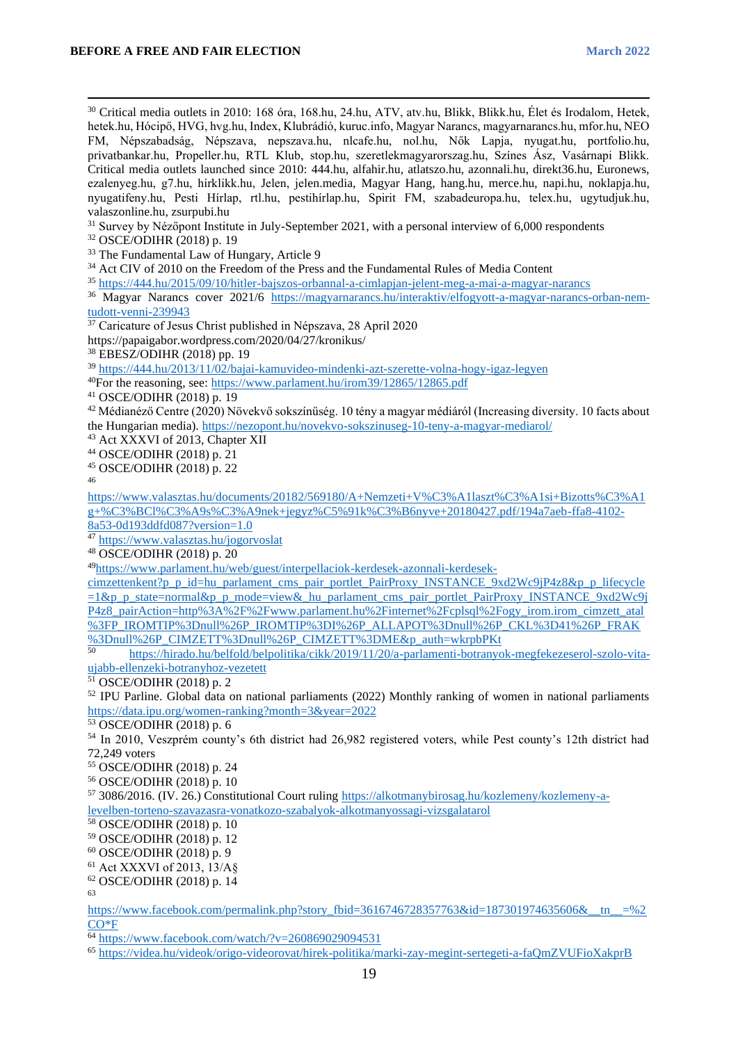[30] Critical media outlets in 2010: 168 óra, 168.hu, 24.hu, ATV, atv.hu, Blikk, Blikk.hu, Élet és Irodalom, Hetek, hetek.hu, Hócipő, HVG, hvg.hu, Index, Klubrádió, kuruc.info, Magyar Narancs, magyarnarancs.hu, mfor.hu, NEO FM, Népszabadság, Népszava, nepszava.hu, nlcafe.hu, nol.hu, Nők Lapja, nyugat.hu, portfolio.hu, privatbankar.hu, Propeller.hu, RTL Klub, stop.hu, szeretlekmagyarorszag.hu, Színes Ász, Vasárnapi Blikk. Critical media outlets launched since 2010: 444.hu, alfahir.hu, atlatszo.hu, azonnali.hu, direkt36.hu, Euronews, ezalenyeg.hu, g7.hu, hírklikk.hu, Jelen, jelen.media, Magyar Hang, hang.hu, merce.hu, napi.hu, noklapja.hu, nyugatifeny.hu, Pesti Hírlap, pestihírlap.hu, Spirit FM, szabadeuropa.hu, telex.hu, ugytudjuk.hu, valaszonline.hu, zsurpubi.hu

[31] Survey by Nézőpont Institute in July-September 2021, with a personal interview of 6,000 respondents

[32] OSCE/ODIHR (2018) p. 19

[33] The Fundamental Law of Hungary, Article 9

[34] Act CIV of 2010 on the Freedom of the Press and the Fundamental Rules of Media Content

[35] https://444.hu/2015/09/10/hitler-bajszos-orbannal-a-cimlapjan-jelent-meg-a-mai-a-magyar-narancs

[36] Magyar Narancs cover 2021/6 https://magyarnarancs.hu/interaktiv/elfogyott-a-magyar-narancs-orban-nem-tudott-venni-239943

[37] Caricature of Jesus Christ published in Népszava, 28 April 2020 https://papaigabor.wordpress.com/2020/04/27/kronikus/

[38] EBESZ/ODIHR (2018) pp. 19

[39] https://444.hu/2013/11/02/bajai-kamuvideo-mindenki-azt-szerette-volna-hogy-igaz-legyen

[40] For the reasoning, see: https://www.parlament.hu/irom39/12865/12865.pdf

[41] OSCE/ODIHR (2018) p. 19

[42] Médianéző Centre (2020) Növekvő sokszínűség. 10 tény a magyar médiáról (Increasing diversity. 10 facts about the Hungarian media). https://nezopont.hu/novekvo-sokszinuseg-10-teny-a-magyar-mediarol/

[43] Act XXXVI of 2013, Chapter XII

[44] OSCE/ODIHR (2018) p. 21

[45] OSCE/ODIHR (2018) p. 22

[46] https://www.valasztas.hu/documents/20182/569180/A+Nemzeti+V%C3%A1laszt%C3%A1si+Bizotts%C3%A1g+%C3%BCl%C3%A9s%C3%A9nek+jegyz%C5%91k%C3%B6nyve+20180427.pdf/194a7aeb-ffa8-4102-8a53-0d193ddfd087?version=1.0

[47] https://www.valasztas.hu/jogorvoslat

[48] OSCE/ODIHR (2018) p. 20

[49] https://www.parlament.hu/web/guest/interpellaciok-kerdesek-azonnali-kerdesek-cimzettenkent?p_p_id=hu_parlament_cms_pair_portlet_PairProxy_INSTANCE_9xd2Wc9jP4z8&p_p_lifecycle=1&p_p_state=normal&p_p_mode=view&_hu_parlament_cms_pair_portlet_PairProxy_INSTANCE_9xd2Wc9jP4z8_pairAction=http%3A%2F%2Fwww.parlament.hu%2Finternet%2Fcplsql%2Fogy_irom.irom_cimzett_atal%3FP_IROMTIP%3Dnull%26P_IROMTIP%3DI%26P_ALLAPOT%3Dnull%26P_CKL%3D41%26P_FRAK%3Dnull%26P_CIMZETT%3Dnull%26P_CIMZETT%3DME&p_auth=wkrpbPKt

[50] https://hirado.hu/belfold/belpolitika/cikk/2019/11/20/a-parlamenti-botranyok-megfekezeserol-szolo-vita-ujabb-ellenzeki-botranyhoz-vezetett

[51] OSCE/ODIHR (2018) p. 2

[52] IPU Parline. Global data on national parliaments (2022) Monthly ranking of women in national parliaments https://data.ipu.org/women-ranking?month=3&year=2022

[53] OSCE/ODIHR (2018) p. 6

[54] In 2010, Veszprém county's 6th district had 26,982 registered voters, while Pest county's 12th district had 72,249 voters

[55] OSCE/ODIHR (2018) p. 24

[56] OSCE/ODIHR (2018) p. 10

[57] 3086/2016. (IV. 26.) Constitutional Court ruling https://alkotmanybirosag.hu/kozlemeny/kozlemeny-a-levelben-torteno-szavazasra-vonatkozo-szabalyok-alkotmanyossagi-vizsgalatarol

[58] OSCE/ODIHR (2018) p. 10

[59] OSCE/ODIHR (2018) p. 12

[60] OSCE/ODIHR (2018) p. 9

[61] Act XXXVI of 2013, 13/A§

[62] OSCE/ODIHR (2018) p. 14

[63] https://www.facebook.com/permalink.php?story_fbid=3616746728357763&id=187301974635606&__tn__=%2CO*F

[64] https://www.facebook.com/watch/?v=260869029094531

[65] https://videa.hu/videok/origo-videorovat/hirek-politika/marki-zay-megint-sertegeti-a-faQmZVUFioXakprB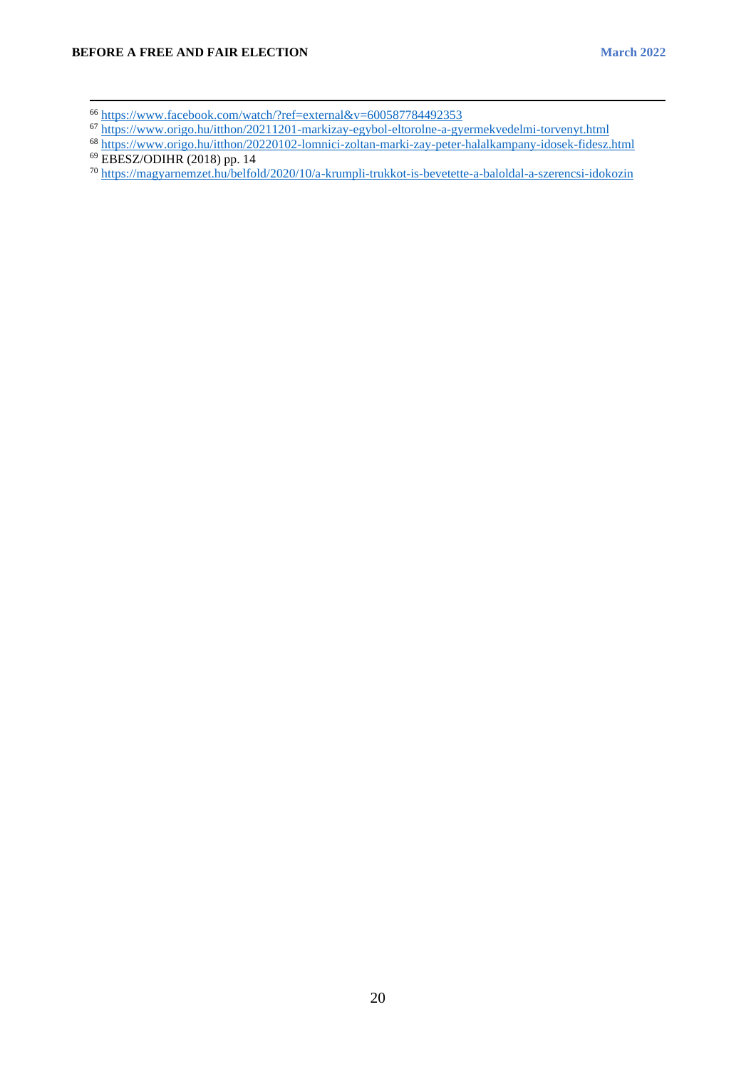[66] https://www.facebook.com/watch/?ref=external&v=600587784492353

[67] https://www.origo.hu/itthon/20211201-markizay-egybol-eltorolne-a-gyermekvedelmi-torvenyt.html

[68] https://www.origo.hu/itthon/20220102-lomnici-zoltan-marki-zay-peter-halalkampany-idosek-fidesz.html

[69] EBESZ/ODIHR (2018) pp. 14

[70] https://magyarnemzet.hu/belfold/2020/10/a-krumpli-trukkot-is-bevetette-a-baloldal-a-szerencsi-idokozin